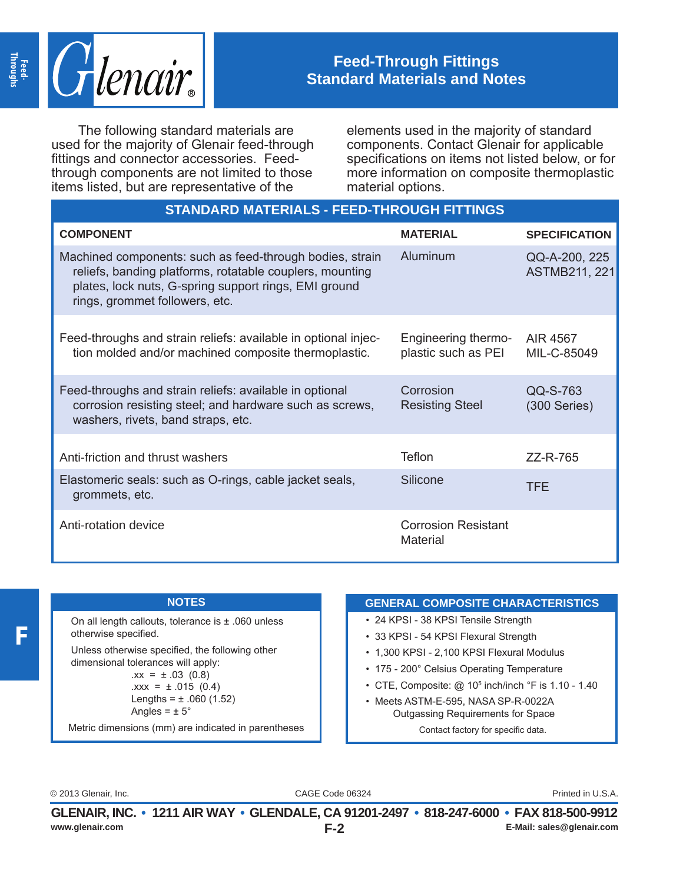# Feed-Through Fittings
## Standard Materials and Notes

The following standard materials are used for the majority of Glenair feed-through fittings and connector accessories. Feed-through components are not limited to those items listed, but are representative of the elements used in the majority of standard components. Contact Glenair for applicable specifications on items not listed below, or for more information on composite thermoplastic material options.

### STANDARD MATERIALS - FEED-THROUGH FITTINGS

| COMPONENT | MATERIAL | SPECIFICATION |
|---|---|---|
| Machined components: such as feed-through bodies, strain reliefs, banding platforms, rotatable couplers, mounting plates, lock nuts, G-spring support rings, EMI ground rings, grommet followers, etc. | Aluminum | QQ-A-200, 225 ASTMB211, 221 |
| Feed-throughs and strain reliefs: available in optional injection molded and/or machined composite thermoplastic. | Engineering thermoplastic such as PEI | AIR 4567 MIL-C-85049 |
| Feed-throughs and strain reliefs: available in optional corrosion resisting steel; and hardware such as screws, washers, rivets, band straps, etc. | Corrosion Resisting Steel | QQ-S-763 (300 Series) |
| Anti-friction and thrust washers | Teflon | ZZ-R-765 |
| Elastomeric seals: such as O-rings, cable jacket seals, grommets, etc. | Silicone | TFE |
| Anti-rotation device | Corrosion Resistant Material | |

### NOTES

On all length callouts, tolerance is ± .060 unless otherwise specified.

Unless otherwise specified, the following other dimensional tolerances will apply:

- .xx = ± .03 (0.8)
- .xxx = ± .015 (0.4)
- Lengths = ± .060 (1.52)
- Angles = ± 5°

Metric dimensions (mm) are indicated in parentheses

### GENERAL COMPOSITE CHARACTERISTICS

- 24 KPSI - 38 KPSI Tensile Strength
- 33 KPSI - 54 KPSI Flexural Strength
- 1,300 KPSI - 2,100 KPSI Flexural Modulus
- 175 - 200° Celsius Operating Temperature
- CTE, Composite: @ $10^5$ inch/inch °F is 1.10 - 1.40
- Meets ASTM-E-595, NASA SP-R-0022A Outgassing Requirements for Space

Contact factory for specific data.

© 2013 Glenair, Inc. CAGE Code 06324 Printed in U.S.A.

GLENAIR, INC. • 1211 AIR WAY • GLENDALE, CA 91201-2497 • 818-247-6000 • FAX 818-500-9912

www.glenair.com E-Mail: sales@glenair.com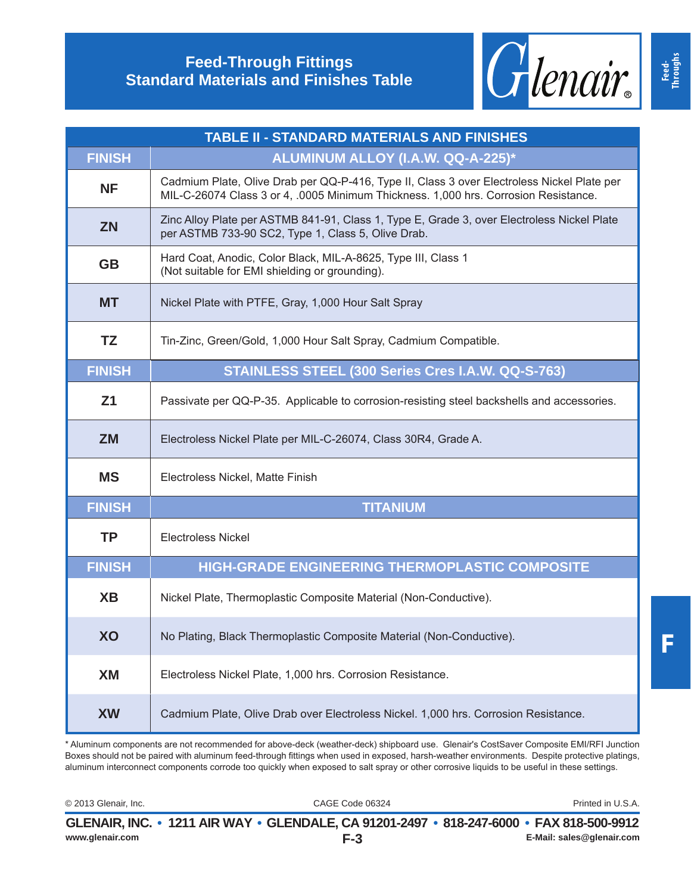# Feed-Through Fittings
## Standard Materials and Finishes Table

| TABLE II - STANDARD MATERIALS AND FINISHES | |
|---|---|
| **FINISH** | **ALUMINUM ALLOY (I.A.W. QQ-A-225)*** |
| **NF** | Cadmium Plate, Olive Drab per QQ-P-416, Type II, Class 3 over Electroless Nickel Plate per MIL-C-26074 Class 3 or 4, .0005 Minimum Thickness. 1,000 hrs. Corrosion Resistance. |
| **ZN** | Zinc Alloy Plate per ASTMB 841-91, Class 1, Type E, Grade 3, over Electroless Nickel Plate per ASTMB 733-90 SC2, Type 1, Class 5, Olive Drab. |
| **GB** | Hard Coat, Anodic, Color Black, MIL-A-8625, Type III, Class 1 (Not suitable for EMI shielding or grounding). |
| **MT** | Nickel Plate with PTFE, Gray, 1,000 Hour Salt Spray |
| **TZ** | Tin-Zinc, Green/Gold, 1,000 Hour Salt Spray, Cadmium Compatible. |
| **FINISH** | **STAINLESS STEEL (300 Series Cres I.A.W. QQ-S-763)** |
| **Z1** | Passivate per QQ-P-35. Applicable to corrosion-resisting steel backshells and accessories. |
| **ZM** | Electroless Nickel Plate per MIL-C-26074, Class 30R4, Grade A. |
| **MS** | Electroless Nickel, Matte Finish |
| **FINISH** | **TITANIUM** |
| **TP** | Electroless Nickel |
| **FINISH** | **HIGH-GRADE ENGINEERING THERMOPLASTIC COMPOSITE** |
| **XB** | Nickel Plate, Thermoplastic Composite Material (Non-Conductive). |
| **XO** | No Plating, Black Thermoplastic Composite Material (Non-Conductive). |
| **XM** | Electroless Nickel Plate, 1,000 hrs. Corrosion Resistance. |
| **XW** | Cadmium Plate, Olive Drab over Electroless Nickel. 1,000 hrs. Corrosion Resistance. |

* Aluminum components are not recommended for above-deck (weather-deck) shipboard use. Glenair's CostSaver Composite EMI/RFI Junction Boxes should not be paired with aluminum feed-through fittings when used in exposed, harsh-weather environments. Despite protective platings, aluminum interconnect components corrode too quickly when exposed to salt spray or other corrosive liquids to be useful in these settings.